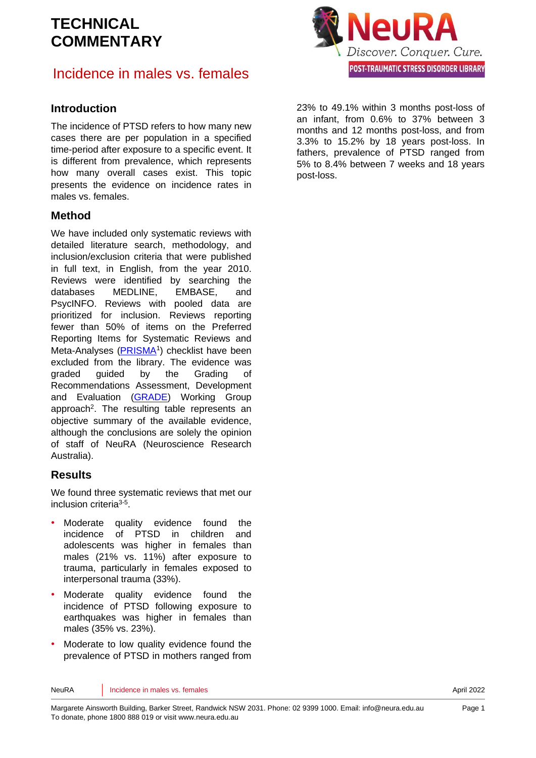# TECHNICAL COMMENTARY

## Incidence in males vs. females

### Introduction

The incidence of PTSD refers to how many new cases there are per population in a specified time-period after exposure to a specific event. It is different from prevalence, which represents how many overall cases exist. This topic presents the evidence on incidence rates in males vs. females.

### Method

We have included only systematic reviews with detailed literature search, methodology, and inclusion/exclusion criteria that were published in full text, in English, from the year 2010. Reviews were identified by searching the databases MEDLINE, EMBASE, and PsycINFO. Reviews with pooled data are prioritized for inclusion. Reviews reporting fewer than 50% of items on the Preferred Reporting Items for Systematic Reviews and Meta-Analyses (PRISMA[1]) checklist have been excluded from the library. The evidence was graded guided by the Grading of Recommendations Assessment, Development and Evaluation (GRADE) Working Group approach[2]. The resulting table represents an objective summary of the available evidence, although the conclusions are solely the opinion of staff of NeuRA (Neuroscience Research Australia).

### Results

We found three systematic reviews that met our inclusion criteria[3-5].

- Moderate quality evidence found the incidence of PTSD in children and adolescents was higher in females than males (21% vs. 11%) after exposure to trauma, particularly in females exposed to interpersonal trauma (33%).
- Moderate quality evidence found the incidence of PTSD following exposure to earthquakes was higher in females than males (35% vs. 23%).
- Moderate to low quality evidence found the prevalence of PTSD in mothers ranged from 23% to 49.1% within 3 months post-loss of an infant, from 0.6% to 37% between 3 months and 12 months post-loss, and from 3.3% to 15.2% by 18 years post-loss. In fathers, prevalence of PTSD ranged from 5% to 8.4% between 7 weeks and 18 years post-loss.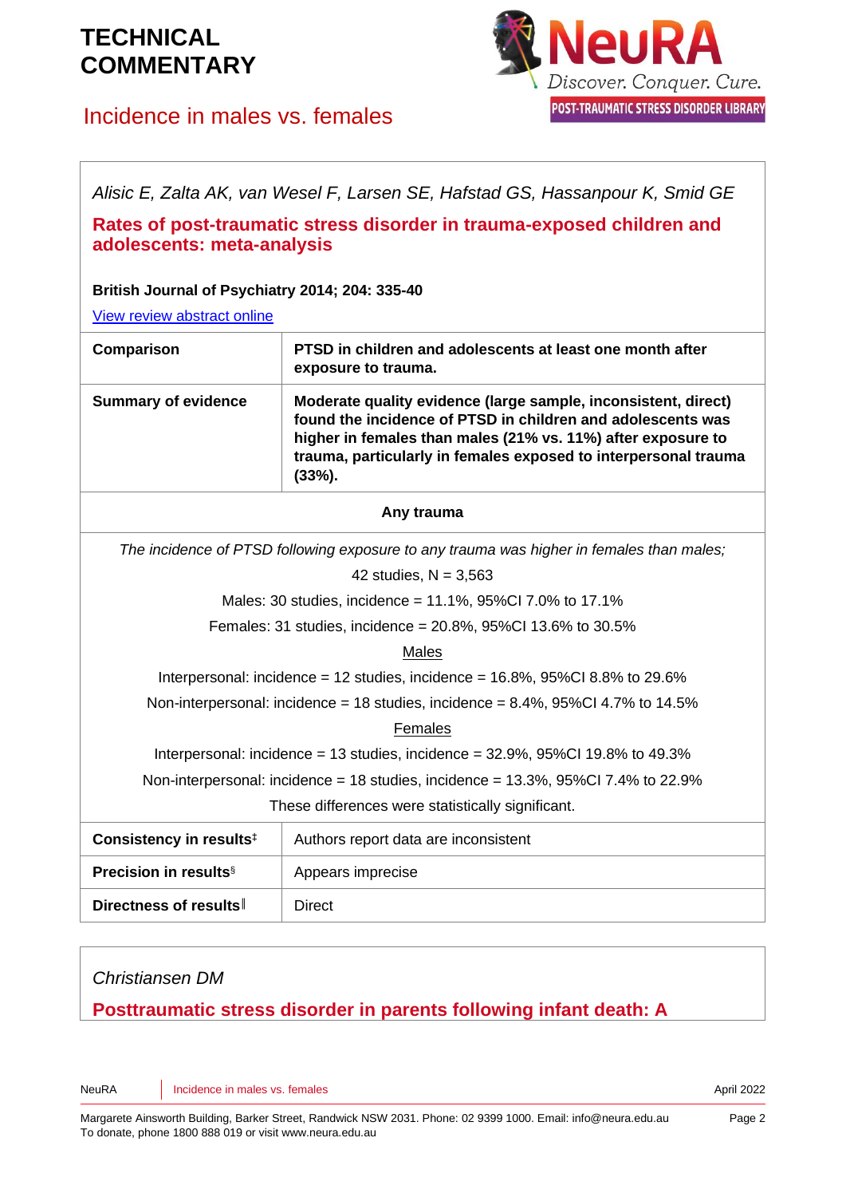*Alisic E, Zalta AK, van Wesel F, Larsen SE, Hafstad GS, Hassanpour K, Smid GE*

**Rates of post-traumatic stress disorder in trauma-exposed children and adolescents: meta-analysis**

**British Journal of Psychiatry 2014; 204: 335-40**

[View review abstract online]

| | |
|---|---|
| **Comparison** | **PTSD in children and adolescents at least one month after exposure to trauma.** |
| **Summary of evidence** | **Moderate quality evidence (large sample, inconsistent, direct) found the incidence of PTSD in children and adolescents was higher in females than males (21% vs. 11%) after exposure to trauma, particularly in females exposed to interpersonal trauma (33%).** |

**Any trauma**

*The incidence of PTSD following exposure to any trauma was higher in females than males;*

42 studies, N = 3,563

Males: 30 studies, incidence = 11.1%, 95%CI 7.0% to 17.1%

Females: 31 studies, incidence = 20.8%, 95%CI 13.6% to 30.5%

Males

Interpersonal: incidence = 12 studies, incidence = 16.8%, 95%CI 8.8% to 29.6%

Non-interpersonal: incidence = 18 studies, incidence = 8.4%, 95%CI 4.7% to 14.5%

Females

Interpersonal: incidence = 13 studies, incidence = 32.9%, 95%CI 19.8% to 49.3%

Non-interpersonal: incidence = 18 studies, incidence = 13.3%, 95%CI 7.4% to 22.9%

These differences were statistically significant.

| | |
|---|---|
| **Consistency in results**‡ | Authors report data are inconsistent |
| **Precision in results**§ | Appears imprecise |
| **Directness of results**‖ | Direct |

*Christiansen DM*

**Posttraumatic stress disorder in parents following infant death: A**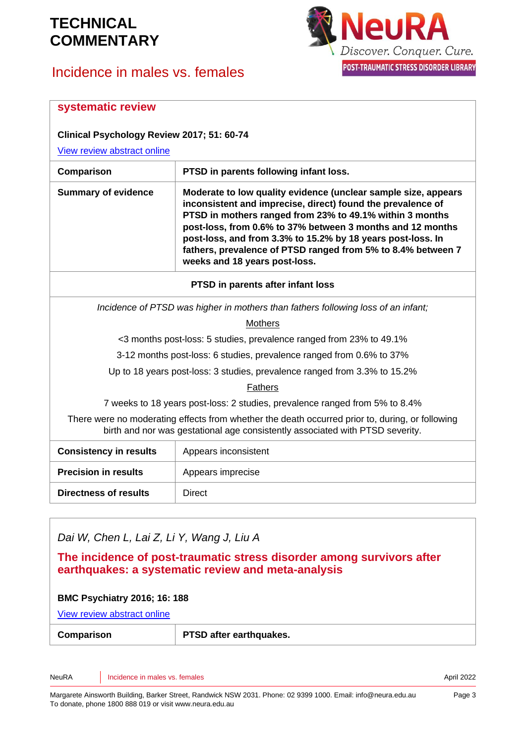## systematic review

**Clinical Psychology Review 2017; 51: 60-74**

View review abstract online

| **Comparison** | **PTSD in parents following infant loss.** |
|---|---|
| **Summary of evidence** | **Moderate to low quality evidence (unclear sample size, appears inconsistent and imprecise, direct) found the prevalence of PTSD in mothers ranged from 23% to 49.1% within 3 months post-loss, from 0.6% to 37% between 3 months and 12 months post-loss, and from 3.3% to 15.2% by 18 years post-loss. In fathers, prevalence of PTSD ranged from 5% to 8.4% between 7 weeks and 18 years post-loss.** |

**PTSD in parents after infant loss**

*Incidence of PTSD was higher in mothers than fathers following loss of an infant;*

Mothers

<3 months post-loss: 5 studies, prevalence ranged from 23% to 49.1%

3-12 months post-loss: 6 studies, prevalence ranged from 0.6% to 37%

Up to 18 years post-loss: 3 studies, prevalence ranged from 3.3% to 15.2%

Fathers

7 weeks to 18 years post-loss: 2 studies, prevalence ranged from 5% to 8.4%

There were no moderating effects from whether the death occurred prior to, during, or following birth and nor was gestational age consistently associated with PTSD severity.

| | |
|---|---|
| **Consistency in results** | Appears inconsistent |
| **Precision in results** | Appears imprecise |
| **Directness of results** | Direct |

*Dai W, Chen L, Lai Z, Li Y, Wang J, Liu A*

## The incidence of post-traumatic stress disorder among survivors after earthquakes: a systematic review and meta-analysis

**BMC Psychiatry 2016; 16: 188**

View review abstract online

| **Comparison** | **PTSD after earthquakes.** |
|---|---|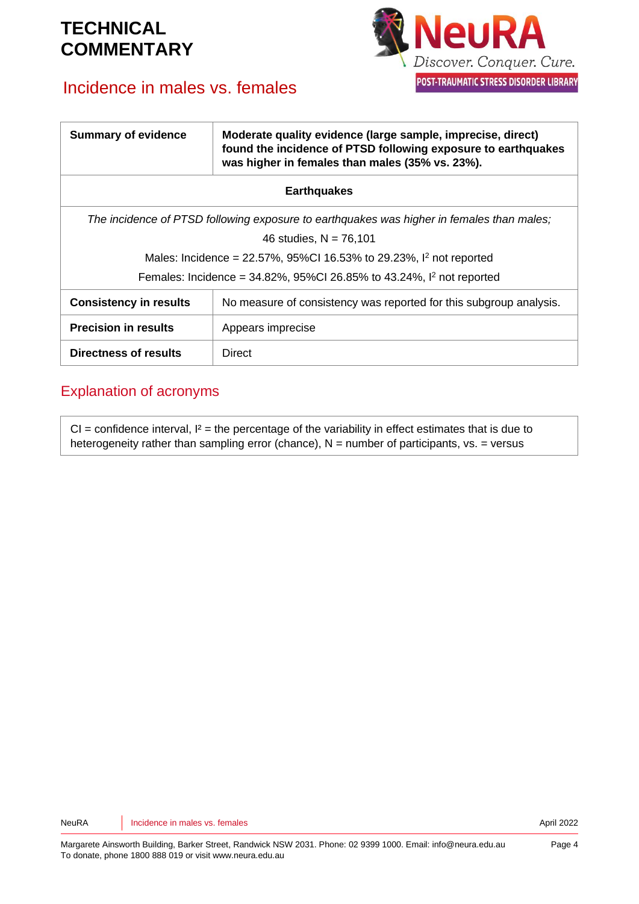# TECHNICAL COMMENTARY

## Incidence in males vs. females

| Summary of evidence | Moderate quality evidence (large sample, imprecise, direct) found the incidence of PTSD following exposure to earthquakes was higher in females than males (35% vs. 23%). |
|---|---|
| **Earthquakes** | |
| *The incidence of PTSD following exposure to earthquakes was higher in females than males;* 46 studies, N = 76,101 Males: Incidence = 22.57%, 95%CI 16.53% to 29.23%, $I^2$ not reported Females: Incidence = 34.82%, 95%CI 26.85% to 43.24%, $I^2$ not reported | |
| **Consistency in results** | No measure of consistency was reported for this subgroup analysis. |
| **Precision in results** | Appears imprecise |
| **Directness of results** | Direct |

## Explanation of acronyms

CI = confidence interval, $I^2$ = the percentage of the variability in effect estimates that is due to heterogeneity rather than sampling error (chance), N = number of participants, vs. = versus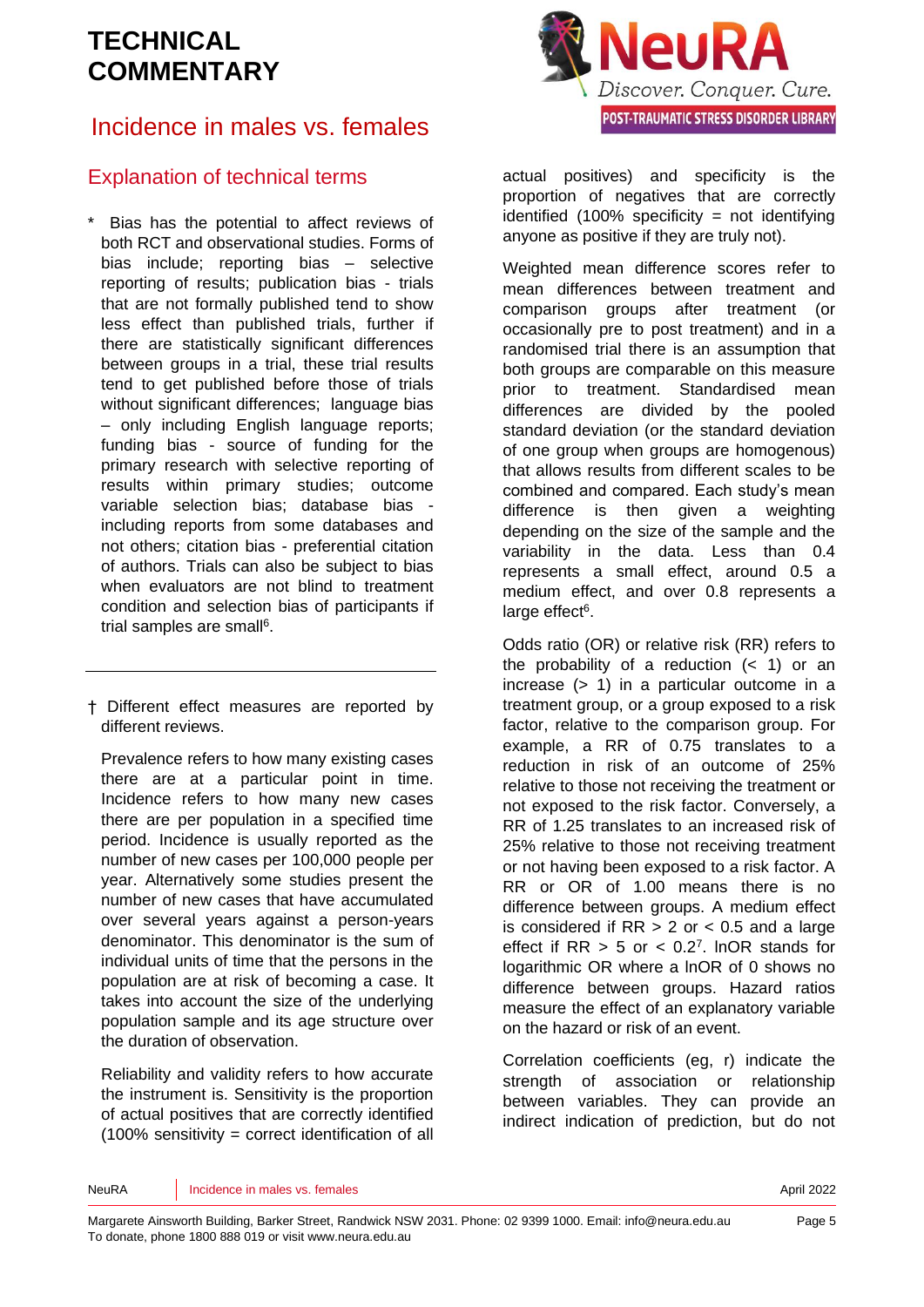# TECHNICAL COMMENTARY

## Incidence in males vs. females

### Explanation of technical terms

\* Bias has the potential to affect reviews of both RCT and observational studies. Forms of bias include; reporting bias – selective reporting of results; publication bias - trials that are not formally published tend to show less effect than published trials, further if there are statistically significant differences between groups in a trial, these trial results tend to get published before those of trials without significant differences; language bias – only including English language reports; funding bias - source of funding for the primary research with selective reporting of results within primary studies; outcome variable selection bias; database bias - including reports from some databases and not others; citation bias - preferential citation of authors. Trials can also be subject to bias when evaluators are not blind to treatment condition and selection bias of participants if trial samples are small[6].

---

† Different effect measures are reported by different reviews.

Prevalence refers to how many existing cases there are at a particular point in time. Incidence refers to how many new cases there are per population in a specified time period. Incidence is usually reported as the number of new cases per 100,000 people per year. Alternatively some studies present the number of new cases that have accumulated over several years against a person-years denominator. This denominator is the sum of individual units of time that the persons in the population are at risk of becoming a case. It takes into account the size of the underlying population sample and its age structure over the duration of observation.

Reliability and validity refers to how accurate the instrument is. Sensitivity is the proportion of actual positives that are correctly identified (100% sensitivity = correct identification of all actual positives) and specificity is the proportion of negatives that are correctly identified (100% specificity = not identifying anyone as positive if they are truly not).

Weighted mean difference scores refer to mean differences between treatment and comparison groups after treatment (or occasionally pre to post treatment) and in a randomised trial there is an assumption that both groups are comparable on this measure prior to treatment. Standardised mean differences are divided by the pooled standard deviation (or the standard deviation of one group when groups are homogenous) that allows results from different scales to be combined and compared. Each study's mean difference is then given a weighting depending on the size of the sample and the variability in the data. Less than 0.4 represents a small effect, around 0.5 a medium effect, and over 0.8 represents a large effect[6].

Odds ratio (OR) or relative risk (RR) refers to the probability of a reduction (< 1) or an increase (> 1) in a particular outcome in a treatment group, or a group exposed to a risk factor, relative to the comparison group. For example, a RR of 0.75 translates to a reduction in risk of an outcome of 25% relative to those not receiving the treatment or not exposed to the risk factor. Conversely, a RR of 1.25 translates to an increased risk of 25% relative to those not receiving treatment or not having been exposed to a risk factor. A RR or OR of 1.00 means there is no difference between groups. A medium effect is considered if RR > 2 or < 0.5 and a large effect if RR > 5 or < 0.2[7]. lnOR stands for logarithmic OR where a lnOR of 0 shows no difference between groups. Hazard ratios measure the effect of an explanatory variable on the hazard or risk of an event.

Correlation coefficients (eg, r) indicate the strength of association or relationship between variables. They can provide an indirect indication of prediction, but do not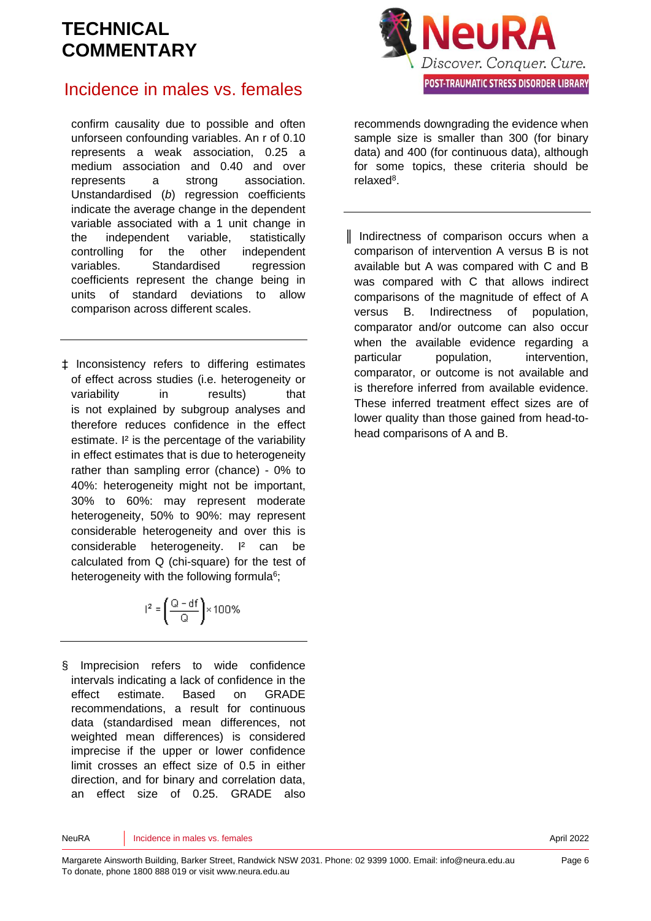confirm causality due to possible and often unforeseen confounding variables. An r of 0.10 represents a weak association, 0.25 a medium association and 0.40 and over represents a strong association. Unstandardised (*b*) regression coefficients indicate the average change in the dependent variable associated with a 1 unit change in the independent variable, statistically controlling for the other independent variables. Standardised regression coefficients represent the change being in units of standard deviations to allow comparison across different scales.

---

‡ Inconsistency refers to differing estimates of effect across studies (i.e. heterogeneity or variability in results) that is not explained by subgroup analyses and therefore reduces confidence in the effect estimate. $I^2$ is the percentage of the variability in effect estimates that is due to heterogeneity rather than sampling error (chance) - 0% to 40%: heterogeneity might not be important, 30% to 60%: may represent moderate heterogeneity, 50% to 90%: may represent considerable heterogeneity and over this is considerable heterogeneity. $I^2$ can be calculated from Q (chi-square) for the test of heterogeneity with the following formula[6];

$$I^2 = \left(\frac{Q - df}{Q}\right) \times 100\%$$

---

§ Imprecision refers to wide confidence intervals indicating a lack of confidence in the effect estimate. Based on GRADE recommendations, a result for continuous data (standardised mean differences, not weighted mean differences) is considered imprecise if the upper or lower confidence limit crosses an effect size of 0.5 in either direction, and for binary and correlation data, an effect size of 0.25. GRADE also recommends downgrading the evidence when sample size is smaller than 300 (for binary data) and 400 (for continuous data), although for some topics, these criteria should be relaxed[8].

---

‖ Indirectness of comparison occurs when a comparison of intervention A versus B is not available but A was compared with C and B was compared with C that allows indirect comparisons of the magnitude of effect of A versus B. Indirectness of population, comparator and/or outcome can also occur when the available evidence regarding a particular population, intervention, comparator, or outcome is not available and is therefore inferred from available evidence. These inferred treatment effect sizes are of lower quality than those gained from head-to-head comparisons of A and B.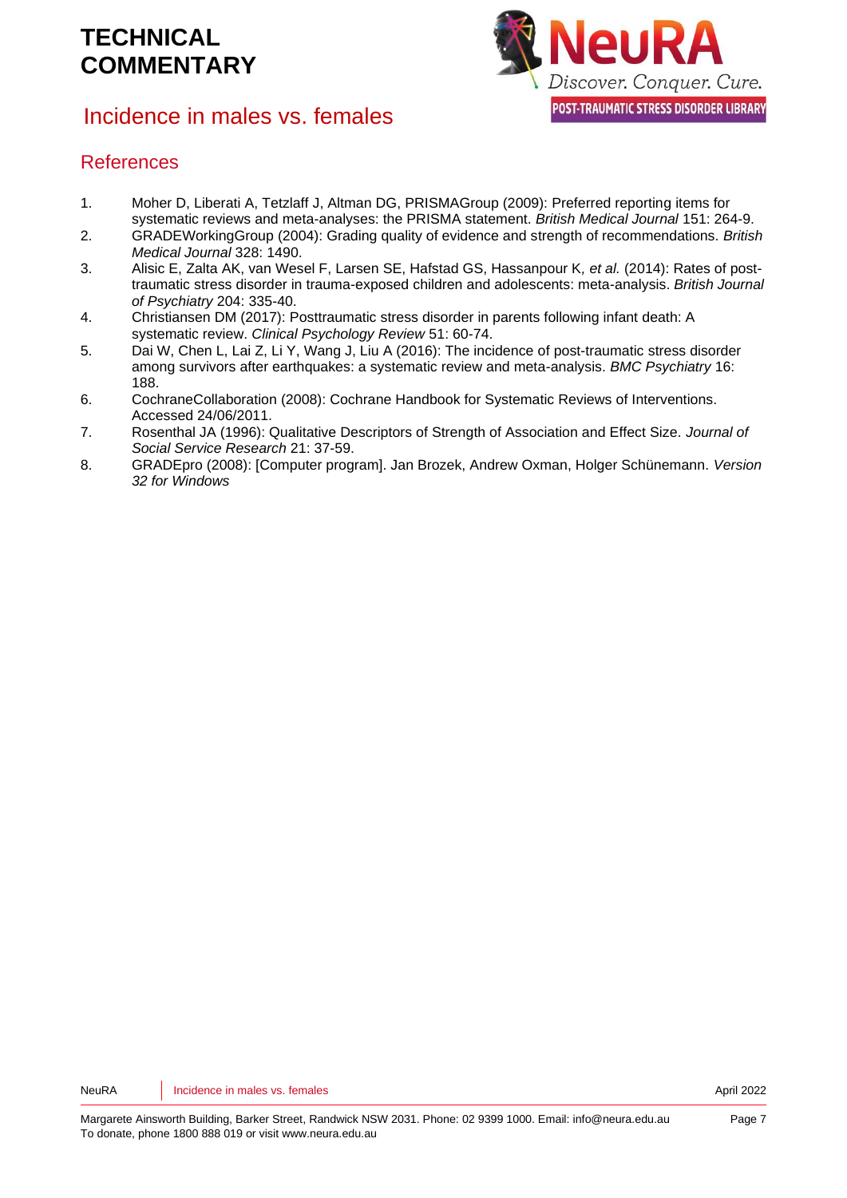# TECHNICAL COMMENTARY

## Incidence in males vs. females

## References

1. Moher D, Liberati A, Tetzlaff J, Altman DG, PRISMAGroup (2009): Preferred reporting items for systematic reviews and meta-analyses: the PRISMA statement. *British Medical Journal* 151: 264-9.
2. GRADEWorkingGroup (2004): Grading quality of evidence and strength of recommendations. *British Medical Journal* 328: 1490.
3. Alisic E, Zalta AK, van Wesel F, Larsen SE, Hafstad GS, Hassanpour K*, et al.* (2014): Rates of post-traumatic stress disorder in trauma-exposed children and adolescents: meta-analysis. *British Journal of Psychiatry* 204: 335-40.
4. Christiansen DM (2017): Posttraumatic stress disorder in parents following infant death: A systematic review. *Clinical Psychology Review* 51: 60-74.
5. Dai W, Chen L, Lai Z, Li Y, Wang J, Liu A (2016): The incidence of post-traumatic stress disorder among survivors after earthquakes: a systematic review and meta-analysis. *BMC Psychiatry* 16: 188.
6. CochraneCollaboration (2008): Cochrane Handbook for Systematic Reviews of Interventions. Accessed 24/06/2011.
7. Rosenthal JA (1996): Qualitative Descriptors of Strength of Association and Effect Size. *Journal of Social Service Research* 21: 37-59.
8. GRADEpro (2008): [Computer program]. Jan Brozek, Andrew Oxman, Holger Schünemann. *Version 32 for Windows*